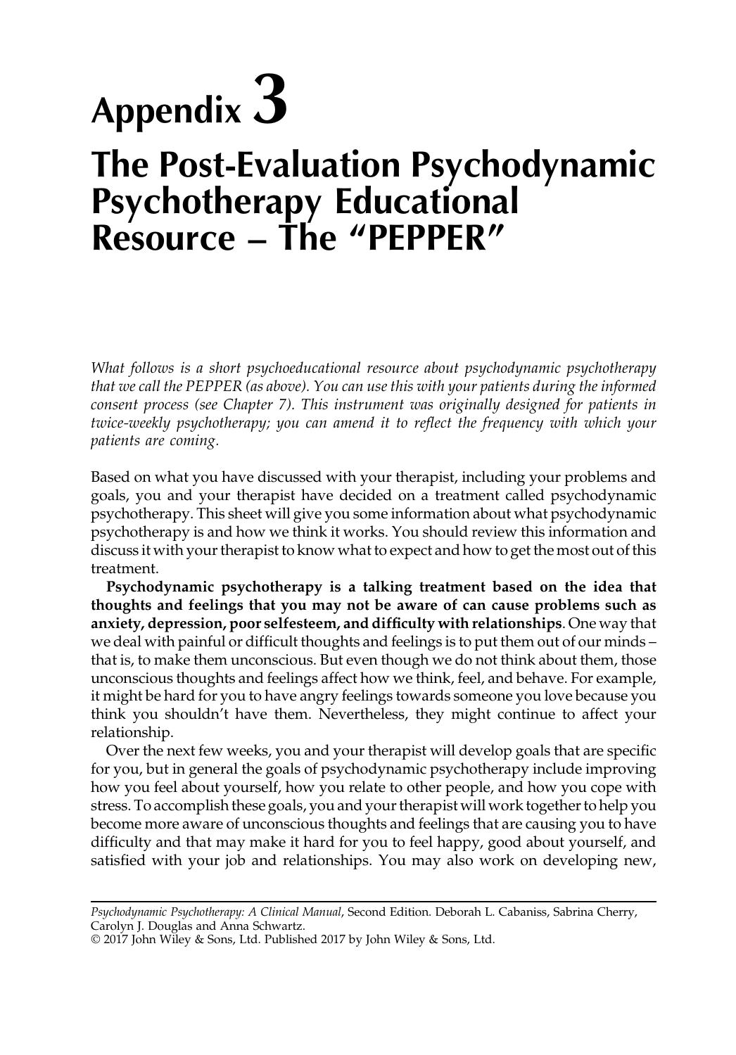# Appendix 3

# The Post-Evaluation Psychodynamic Psychotherapy Educational Resource – The "PEPPER"

*What follows is a short psychoeducational resource about psychodynamic psychotherapy that we call the PEPPER (as above). You can use this with your patients during the informed consent process (see Chapter 7). This instrument was originally designed for patients in twice-weekly psychotherapy; you can amend it to reflect the frequency with which your patients are coming.*

Based on what you have discussed with your therapist, including your problems and goals, you and your therapist have decided on a treatment called psychodynamic psychotherapy. This sheet will give you some information about what psychodynamic psychotherapy is and how we think it works. You should review this information and discuss it with your therapist to know what to expect and how to get the most out of this treatment.

**Psychodynamic psychotherapy is a talking treatment based on the idea that thoughts and feelings that you may not be aware of can cause problems such as anxiety, depression, poor selfesteem, and difficulty with relationships**. One way that we deal with painful or difficult thoughts and feelings is to put them out of our minds – that is, to make them unconscious. But even though we do not think about them, those unconscious thoughts and feelings affect how we think, feel, and behave. For example, it might be hard for you to have angry feelings towards someone you love because you think you shouldn't have them. Nevertheless, they might continue to affect your relationship.

Over the next few weeks, you and your therapist will develop goals that are specific for you, but in general the goals of psychodynamic psychotherapy include improving how you feel about yourself, how you relate to other people, and how you cope with stress. To accomplish these goals, you and your therapist will work together to help you become more aware of unconscious thoughts and feelings that are causing you to have difficulty and that may make it hard for you to feel happy, good about yourself, and satisfied with your job and relationships. You may also work on developing new,

*Psychodynamic Psychotherapy: A Clinical Manual*, Second Edition. Deborah L. Cabaniss, Sabrina Cherry, Carolyn J. Douglas and Anna Schwartz.
© 2017 John Wiley & Sons, Ltd. Published 2017 by John Wiley & Sons, Ltd.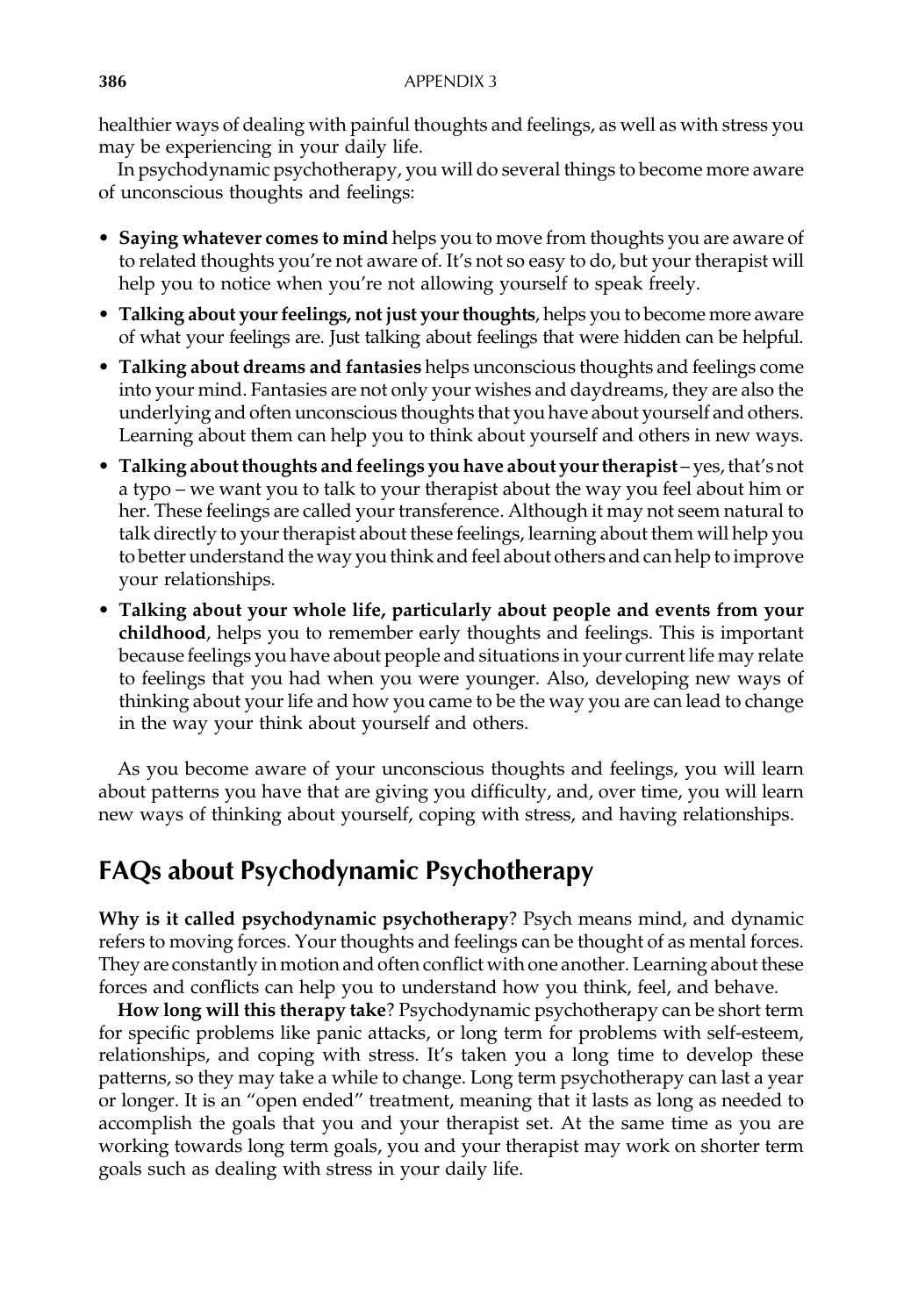healthier ways of dealing with painful thoughts and feelings, as well as with stress you may be experiencing in your daily life.

In psychodynamic psychotherapy, you will do several things to become more aware of unconscious thoughts and feelings:

- **Saying whatever comes to mind** helps you to move from thoughts you are aware of to related thoughts you're not aware of. It's not so easy to do, but your therapist will help you to notice when you're not allowing yourself to speak freely.
- **Talking about your feelings, not just your thoughts**, helps you to become more aware of what your feelings are. Just talking about feelings that were hidden can be helpful.
- **Talking about dreams and fantasies** helps unconscious thoughts and feelings come into your mind. Fantasies are not only your wishes and daydreams, they are also the underlying and often unconscious thoughts that you have about yourself and others. Learning about them can help you to think about yourself and others in new ways.
- **Talking about thoughts and feelings you have about your therapist** – yes, that's not a typo – we want you to talk to your therapist about the way you feel about him or her. These feelings are called your transference. Although it may not seem natural to talk directly to your therapist about these feelings, learning about them will help you to better understand the way you think and feel about others and can help to improve your relationships.
- **Talking about your whole life, particularly about people and events from your childhood**, helps you to remember early thoughts and feelings. This is important because feelings you have about people and situations in your current life may relate to feelings that you had when you were younger. Also, developing new ways of thinking about your life and how you came to be the way you are can lead to change in the way your think about yourself and others.

As you become aware of your unconscious thoughts and feelings, you will learn about patterns you have that are giving you difficulty, and, over time, you will learn new ways of thinking about yourself, coping with stress, and having relationships.

## FAQs about Psychodynamic Psychotherapy

**Why is it called psychodynamic psychotherapy**? Psych means mind, and dynamic refers to moving forces. Your thoughts and feelings can be thought of as mental forces. They are constantly in motion and often conflict with one another. Learning about these forces and conflicts can help you to understand how you think, feel, and behave.

**How long will this therapy take**? Psychodynamic psychotherapy can be short term for specific problems like panic attacks, or long term for problems with self-esteem, relationships, and coping with stress. It's taken you a long time to develop these patterns, so they may take a while to change. Long term psychotherapy can last a year or longer. It is an "open ended" treatment, meaning that it lasts as long as needed to accomplish the goals that you and your therapist set. At the same time as you are working towards long term goals, you and your therapist may work on shorter term goals such as dealing with stress in your daily life.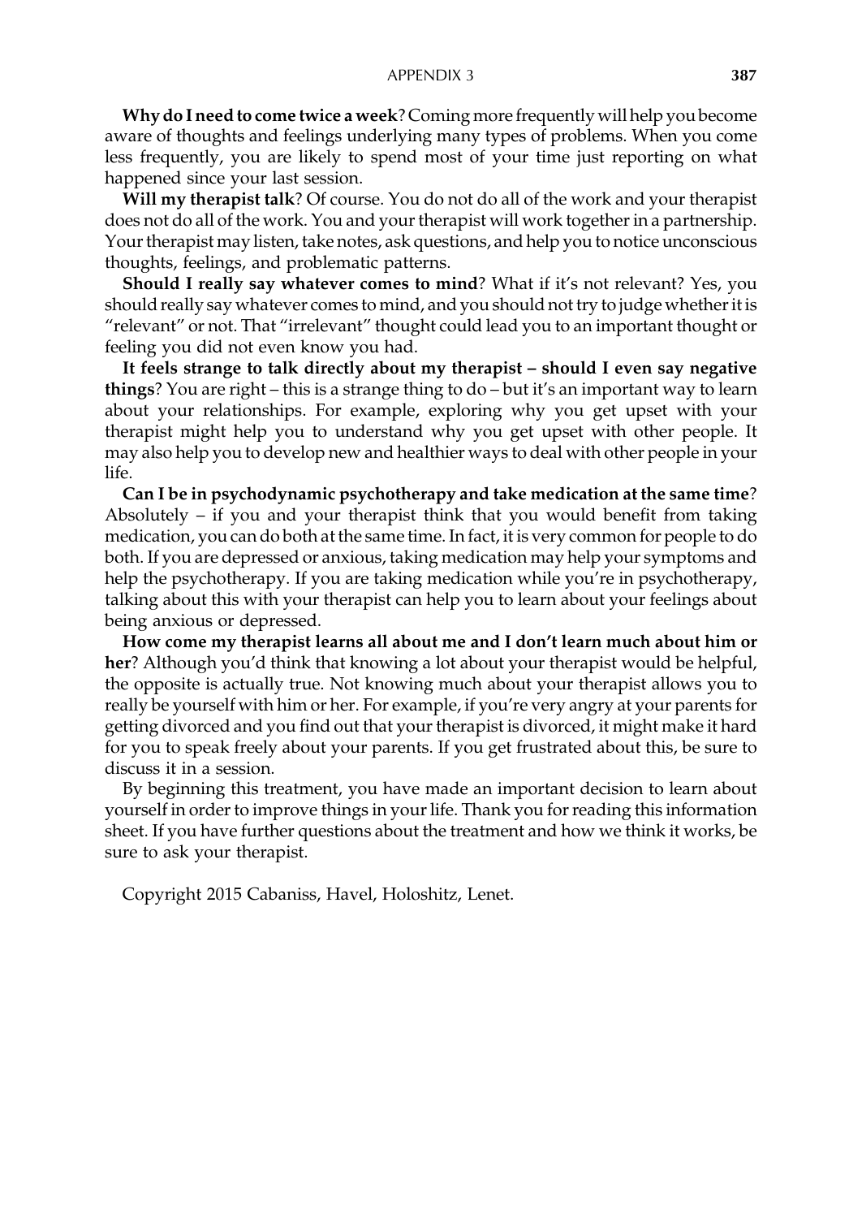**Why do I need to come twice a week**? Coming more frequently will help you become aware of thoughts and feelings underlying many types of problems. When you come less frequently, you are likely to spend most of your time just reporting on what happened since your last session.

**Will my therapist talk**? Of course. You do not do all of the work and your therapist does not do all of the work. You and your therapist will work together in a partnership. Your therapist may listen, take notes, ask questions, and help you to notice unconscious thoughts, feelings, and problematic patterns.

**Should I really say whatever comes to mind**? What if it's not relevant? Yes, you should really say whatever comes to mind, and you should not try to judge whether it is "relevant" or not. That "irrelevant" thought could lead you to an important thought or feeling you did not even know you had.

**It feels strange to talk directly about my therapist – should I even say negative things**? You are right – this is a strange thing to do – but it's an important way to learn about your relationships. For example, exploring why you get upset with your therapist might help you to understand why you get upset with other people. It may also help you to develop new and healthier ways to deal with other people in your life.

**Can I be in psychodynamic psychotherapy and take medication at the same time**? Absolutely – if you and your therapist think that you would benefit from taking medication, you can do both at the same time. In fact, it is very common for people to do both. If you are depressed or anxious, taking medication may help your symptoms and help the psychotherapy. If you are taking medication while you're in psychotherapy, talking about this with your therapist can help you to learn about your feelings about being anxious or depressed.

**How come my therapist learns all about me and I don't learn much about him or her**? Although you'd think that knowing a lot about your therapist would be helpful, the opposite is actually true. Not knowing much about your therapist allows you to really be yourself with him or her. For example, if you're very angry at your parents for getting divorced and you find out that your therapist is divorced, it might make it hard for you to speak freely about your parents. If you get frustrated about this, be sure to discuss it in a session.

By beginning this treatment, you have made an important decision to learn about yourself in order to improve things in your life. Thank you for reading this information sheet. If you have further questions about the treatment and how we think it works, be sure to ask your therapist.

Copyright 2015 Cabaniss, Havel, Holoshitz, Lenet.